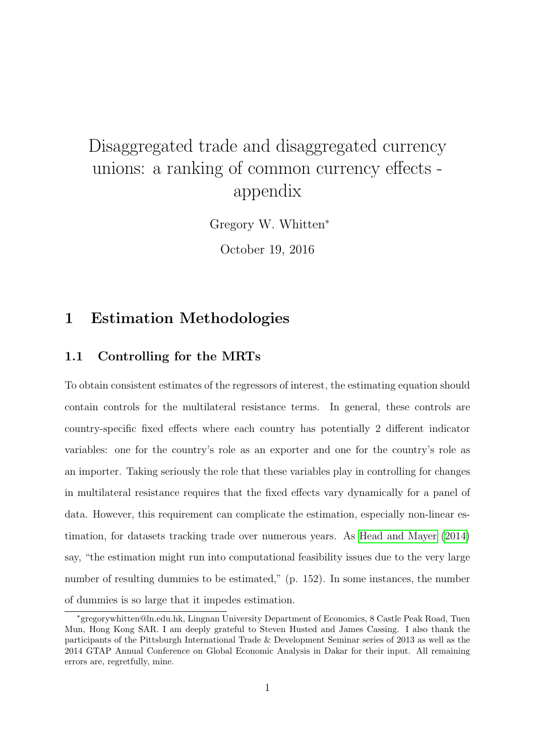# Disaggregated trade and disaggregated currency unions: a ranking of common currency effects - appendix

Gregory W. Whitten*

October 19, 2016

## 1 Estimation Methodologies

### 1.1 Controlling for the MRTs

To obtain consistent estimates of the regressors of interest, the estimating equation should contain controls for the multilateral resistance terms. In general, these controls are country-specific fixed effects where each country has potentially 2 different indicator variables: one for the country's role as an exporter and one for the country's role as an importer. Taking seriously the role that these variables play in controlling for changes in multilateral resistance requires that the fixed effects vary dynamically for a panel of data. However, this requirement can complicate the estimation, especially non-linear estimation, for datasets tracking trade over numerous years. As Head and Mayer (2014) say, "the estimation might run into computational feasibility issues due to the very large number of resulting dummies to be estimated," (p. 152). In some instances, the number of dummies is so large that it impedes estimation.

---

*gregorywhitten@ln.edu.hk, Lingnan University Department of Economics, 8 Castle Peak Road, Tuen Mun, Hong Kong SAR. I am deeply grateful to Steven Husted and James Cassing. I also thank the participants of the Pittsburgh International Trade & Development Seminar series of 2013 as well as the 2014 GTAP Annual Conference on Global Economic Analysis in Dakar for their input. All remaining errors are, regretfully, mine.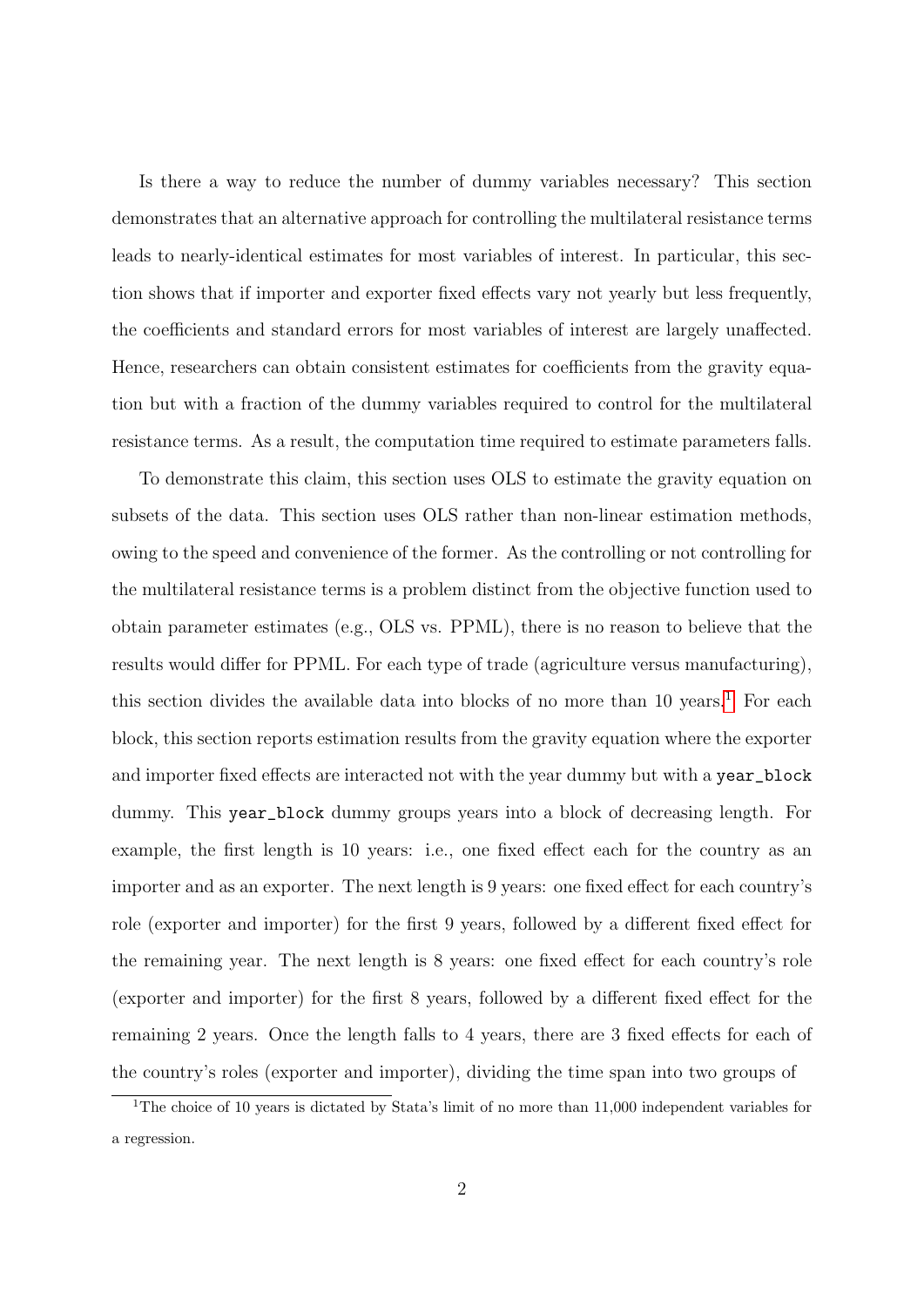Is there a way to reduce the number of dummy variables necessary? This section demonstrates that an alternative approach for controlling the multilateral resistance terms leads to nearly-identical estimates for most variables of interest. In particular, this section shows that if importer and exporter fixed effects vary not yearly but less frequently, the coefficients and standard errors for most variables of interest are largely unaffected. Hence, researchers can obtain consistent estimates for coefficients from the gravity equation but with a fraction of the dummy variables required to control for the multilateral resistance terms. As a result, the computation time required to estimate parameters falls.

To demonstrate this claim, this section uses OLS to estimate the gravity equation on subsets of the data. This section uses OLS rather than non-linear estimation methods, owing to the speed and convenience of the former. As the controlling or not controlling for the multilateral resistance terms is a problem distinct from the objective function used to obtain parameter estimates (e.g., OLS vs. PPML), there is no reason to believe that the results would differ for PPML. For each type of trade (agriculture versus manufacturing), this section divides the available data into blocks of no more than 10 years.[1] For each block, this section reports estimation results from the gravity equation where the exporter and importer fixed effects are interacted not with the year dummy but with a `year_block` dummy. This `year_block` dummy groups years into a block of decreasing length. For example, the first length is 10 years: i.e., one fixed effect each for the country as an importer and as an exporter. The next length is 9 years: one fixed effect for each country's role (exporter and importer) for the first 9 years, followed by a different fixed effect for the remaining year. The next length is 8 years: one fixed effect for each country's role (exporter and importer) for the first 8 years, followed by a different fixed effect for the remaining 2 years. Once the length falls to 4 years, there are 3 fixed effects for each of the country's roles (exporter and importer), dividing the time span into two groups of

[1] The choice of 10 years is dictated by Stata's limit of no more than 11,000 independent variables for a regression.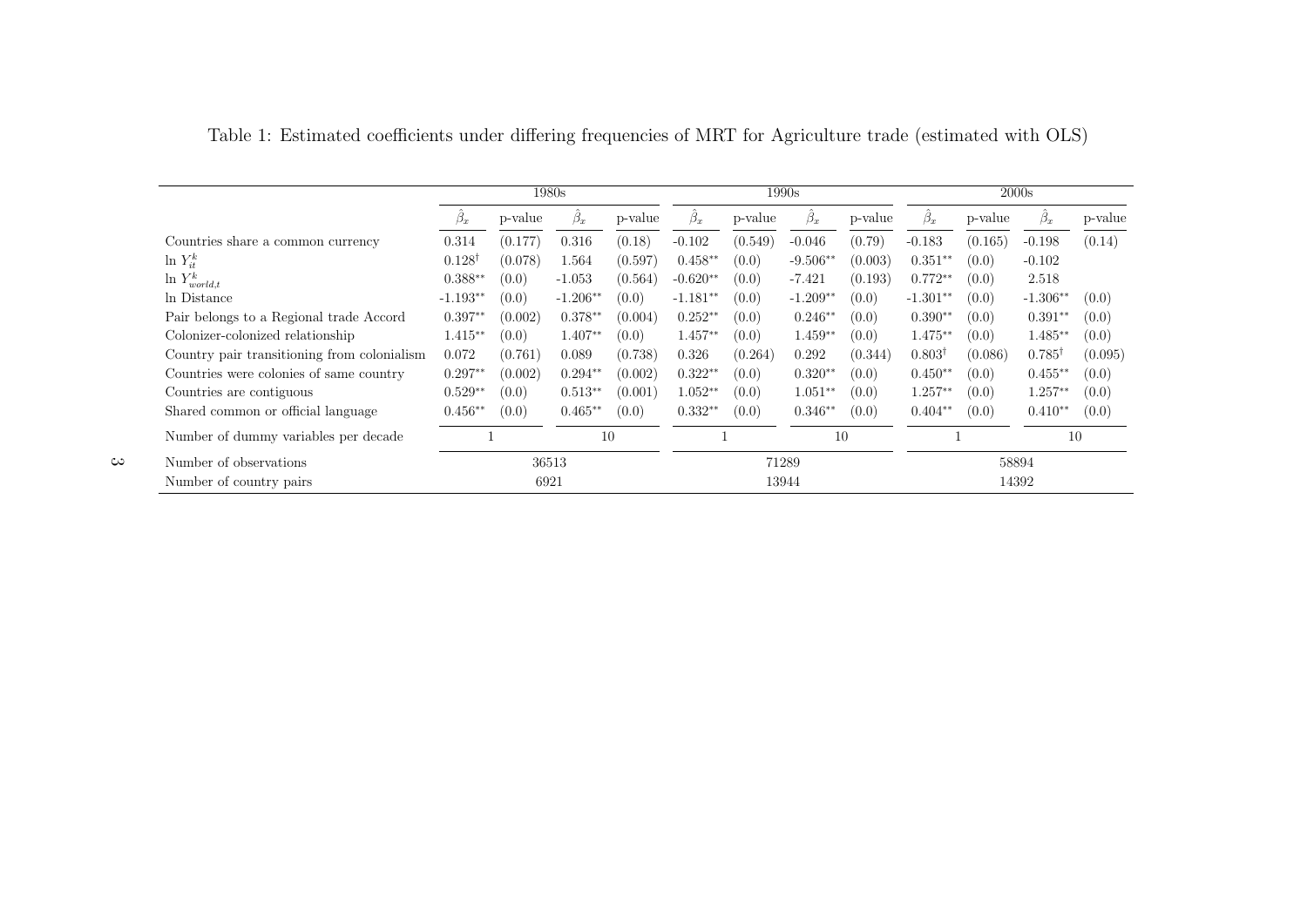Table 1: Estimated coefficients under differing frequencies of MRT for Agriculture trade (estimated with OLS)

| | 1980s | | | | 1990s | | | | 2000s | | | |
|---|---|---|---|---|---|---|---|---|---|---|---|---|
| | $\hat{\beta}_x$ | p-value | $\hat{\beta}_x$ | p-value | $\hat{\beta}_x$ | p-value | $\hat{\beta}_x$ | p-value | $\hat{\beta}_x$ | p-value | $\hat{\beta}_x$ | p-value |
| Countries share a common currency | 0.314 | (0.177) | 0.316 | (0.18) | -0.102 | (0.549) | -0.046 | (0.79) | -0.183 | (0.165) | -0.198 | (0.14) |
| $\ln Y_{it}^k$ | $0.128^{\dagger}$ | (0.078) | 1.564 | (0.597) | $0.458^{**}$ | (0.0) | $-9.506^{**}$ | (0.003) | $0.351^{**}$ | (0.0) | -0.102 | |
| $\ln Y_{world,t}^k$ | $0.388^{**}$ | (0.0) | -1.053 | (0.564) | $-0.620^{**}$ | (0.0) | -7.421 | (0.193) | $0.772^{**}$ | (0.0) | 2.518 | |
| ln Distance | $-1.193^{**}$ | (0.0) | $-1.206^{**}$ | (0.0) | $-1.181^{**}$ | (0.0) | $-1.209^{**}$ | (0.0) | $-1.301^{**}$ | (0.0) | $-1.306^{**}$ | (0.0) |
| Pair belongs to a Regional trade Accord | $0.397^{**}$ | (0.002) | $0.378^{**}$ | (0.004) | $0.252^{**}$ | (0.0) | $0.246^{**}$ | (0.0) | $0.390^{**}$ | (0.0) | $0.391^{**}$ | (0.0) |
| Colonizer-colonized relationship | $1.415^{**}$ | (0.0) | $1.407^{**}$ | (0.0) | $1.457^{**}$ | (0.0) | $1.459^{**}$ | (0.0) | $1.475^{**}$ | (0.0) | $1.485^{**}$ | (0.0) |
| Country pair transitioning from colonialism | 0.072 | (0.761) | 0.089 | (0.738) | 0.326 | (0.264) | 0.292 | (0.344) | $0.803^{\dagger}$ | (0.086) | $0.785^{\dagger}$ | (0.095) |
| Countries were colonies of same country | $0.297^{**}$ | (0.002) | $0.294^{**}$ | (0.002) | $0.322^{**}$ | (0.0) | $0.320^{**}$ | (0.0) | $0.450^{**}$ | (0.0) | $0.455^{**}$ | (0.0) |
| Countries are contiguous | $0.529^{**}$ | (0.0) | $0.513^{**}$ | (0.001) | $1.052^{**}$ | (0.0) | $1.051^{**}$ | (0.0) | $1.257^{**}$ | (0.0) | $1.257^{**}$ | (0.0) |
| Shared common or official language | $0.456^{**}$ | (0.0) | $0.465^{**}$ | (0.0) | $0.332^{**}$ | (0.0) | $0.346^{**}$ | (0.0) | $0.404^{**}$ | (0.0) | $0.410^{**}$ | (0.0) |
| Number of dummy variables per decade | 1 | | 10 | | 1 | | 10 | | 1 | | 10 | |
| Number of observations | 36513 | | | | 71289 | | | | 58894 | | | |
| Number of country pairs | 6921 | | | | 13944 | | | | 14392 | | | |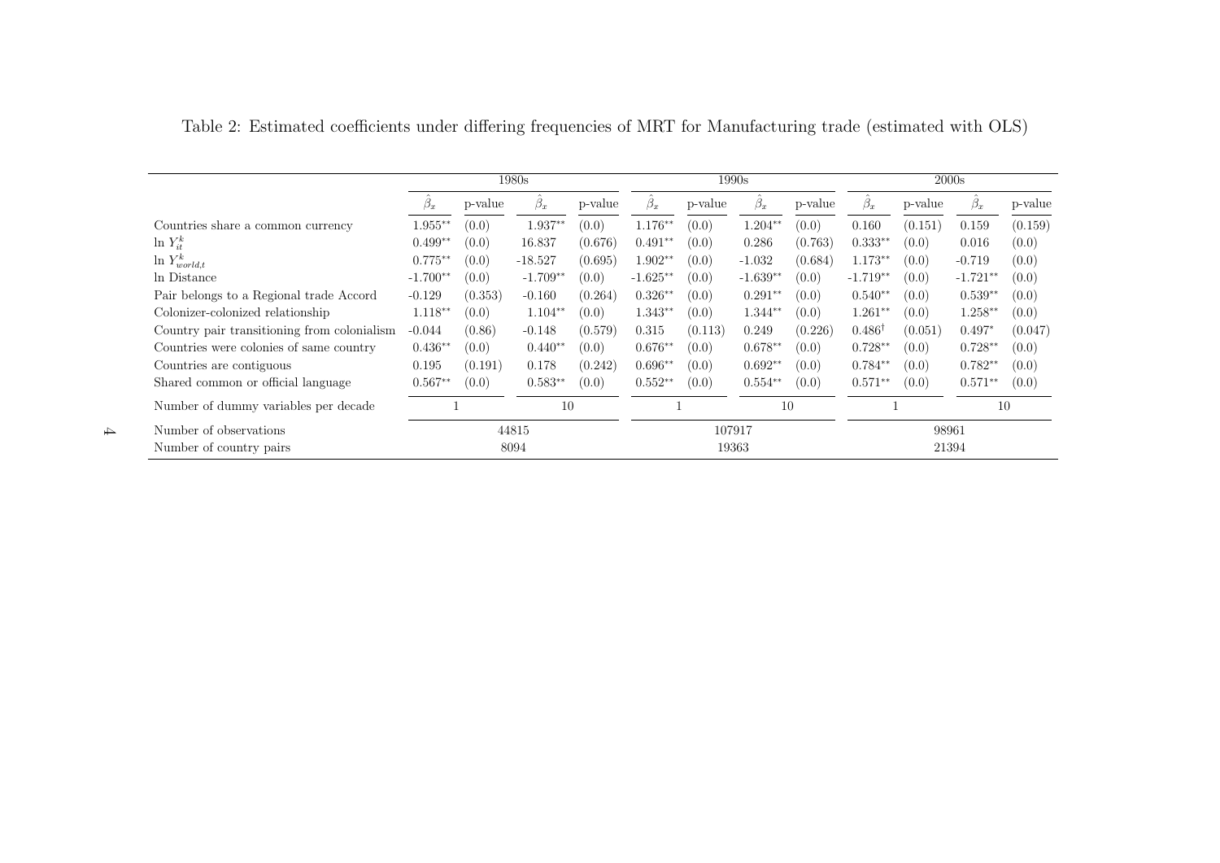Table 2: Estimated coefficients under differing frequencies of MRT for Manufacturing trade (estimated with OLS)

| | 1980s | | | | 1990s | | | | 2000s | | | |
|---|---|---|---|---|---|---|---|---|---|---|---|---|
| | $\hat{\beta}_x$ | p-value | $\hat{\beta}_x$ | p-value | $\hat{\beta}_x$ | p-value | $\hat{\beta}_x$ | p-value | $\hat{\beta}_x$ | p-value | $\hat{\beta}_x$ | p-value |
| Countries share a common currency | $1.955^{**}$ | (0.0) | $1.937^{**}$ | (0.0) | $1.176^{**}$ | (0.0) | $1.204^{**}$ | (0.0) | 0.160 | (0.151) | 0.159 | (0.159) |
| $\ln Y_{it}^k$ | $0.499^{**}$ | (0.0) | 16.837 | (0.676) | $0.491^{**}$ | (0.0) | 0.286 | (0.763) | $0.333^{**}$ | (0.0) | 0.016 | (0.0) |
| $\ln Y_{world,t}^k$ | $0.775^{**}$ | (0.0) | -18.527 | (0.695) | $1.902^{**}$ | (0.0) | -1.032 | (0.684) | $1.173^{**}$ | (0.0) | -0.719 | (0.0) |
| ln Distance | $-1.700^{**}$ | (0.0) | $-1.709^{**}$ | (0.0) | $-1.625^{**}$ | (0.0) | $-1.639^{**}$ | (0.0) | $-1.719^{**}$ | (0.0) | $-1.721^{**}$ | (0.0) |
| Pair belongs to a Regional trade Accord | -0.129 | (0.353) | -0.160 | (0.264) | $0.326^{**}$ | (0.0) | $0.291^{**}$ | (0.0) | $0.540^{**}$ | (0.0) | $0.539^{**}$ | (0.0) |
| Colonizer-colonized relationship | $1.118^{**}$ | (0.0) | $1.104^{**}$ | (0.0) | $1.343^{**}$ | (0.0) | $1.344^{**}$ | (0.0) | $1.261^{**}$ | (0.0) | $1.258^{**}$ | (0.0) |
| Country pair transitioning from colonialism | -0.044 | (0.86) | -0.148 | (0.579) | 0.315 | (0.113) | 0.249 | (0.226) | $0.486^{\dagger}$ | (0.051) | $0.497^{*}$ | (0.047) |
| Countries were colonies of same country | $0.436^{**}$ | (0.0) | $0.440^{**}$ | (0.0) | $0.676^{**}$ | (0.0) | $0.678^{**}$ | (0.0) | $0.728^{**}$ | (0.0) | $0.728^{**}$ | (0.0) |
| Countries are contiguous | 0.195 | (0.191) | 0.178 | (0.242) | $0.696^{**}$ | (0.0) | $0.692^{**}$ | (0.0) | $0.784^{**}$ | (0.0) | $0.782^{**}$ | (0.0) |
| Shared common or official language | $0.567^{**}$ | (0.0) | $0.583^{**}$ | (0.0) | $0.552^{**}$ | (0.0) | $0.554^{**}$ | (0.0) | $0.571^{**}$ | (0.0) | $0.571^{**}$ | (0.0) |
| Number of dummy variables per decade | 1 | | 10 | | 1 | | 10 | | 1 | | 10 | |
| Number of observations | 44815 | | | | 107917 | | | | 98961 | | | |
| Number of country pairs | 8094 | | | | 19363 | | | | 21394 | | | |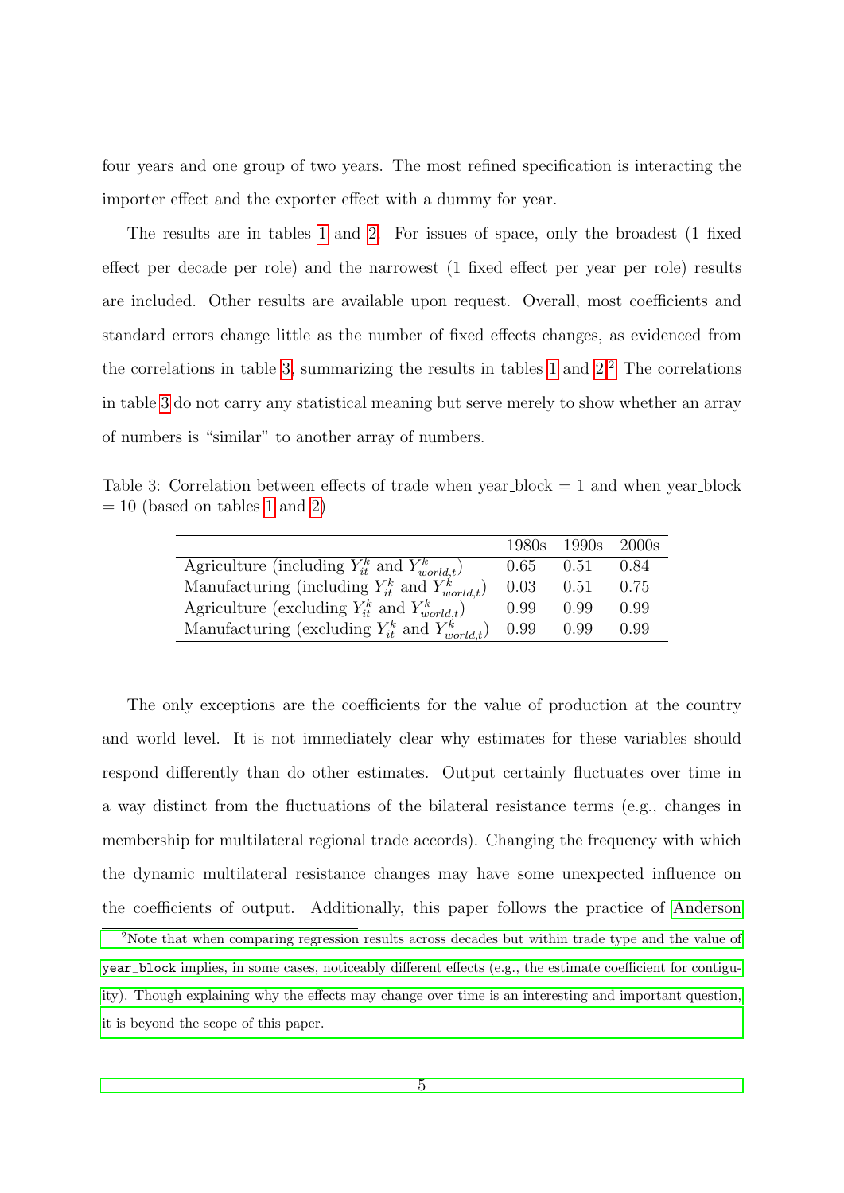four years and one group of two years. The most refined specification is interacting the importer effect and the exporter effect with a dummy for year.

The results are in tables 1 and 2. For issues of space, only the broadest (1 fixed effect per decade per role) and the narrowest (1 fixed effect per year per role) results are included. Other results are available upon request. Overall, most coefficients and standard errors change little as the number of fixed effects changes, as evidenced from the correlations in table 3, summarizing the results in tables 1 and 2.[2] The correlations in table 3 do not carry any statistical meaning but serve merely to show whether an array of numbers is "similar" to another array of numbers.

Table 3: Correlation between effects of trade when year_block = 1 and when year_block = 10 (based on tables 1 and 2)

| | 1980s | 1990s | 2000s |
|---|---|---|---|
| Agriculture (including $Y_{it}^k$ and $Y_{world,t}^k$) | 0.65 | 0.51 | 0.84 |
| Manufacturing (including $Y_{it}^k$ and $Y_{world,t}^k$) | 0.03 | 0.51 | 0.75 |
| Agriculture (excluding $Y_{it}^k$ and $Y_{world,t}^k$) | 0.99 | 0.99 | 0.99 |
| Manufacturing (excluding $Y_{it}^k$ and $Y_{world,t}^k$) | 0.99 | 0.99 | 0.99 |

The only exceptions are the coefficients for the value of production at the country and world level. It is not immediately clear why estimates for these variables should respond differently than do other estimates. Output certainly fluctuates over time in a way distinct from the fluctuations of the bilateral resistance terms (e.g., changes in membership for multilateral regional trade accords). Changing the frequency with which the dynamic multilateral resistance changes may have some unexpected influence on the coefficients of output. Additionally, this paper follows the practice of Anderson

[2] Note that when comparing regression results across decades but within trade type and the value of `year_block` implies, in some cases, noticeably different effects (e.g., the estimate coefficient for contiguity). Though explaining why the effects may change over time is an interesting and important question, it is beyond the scope of this paper.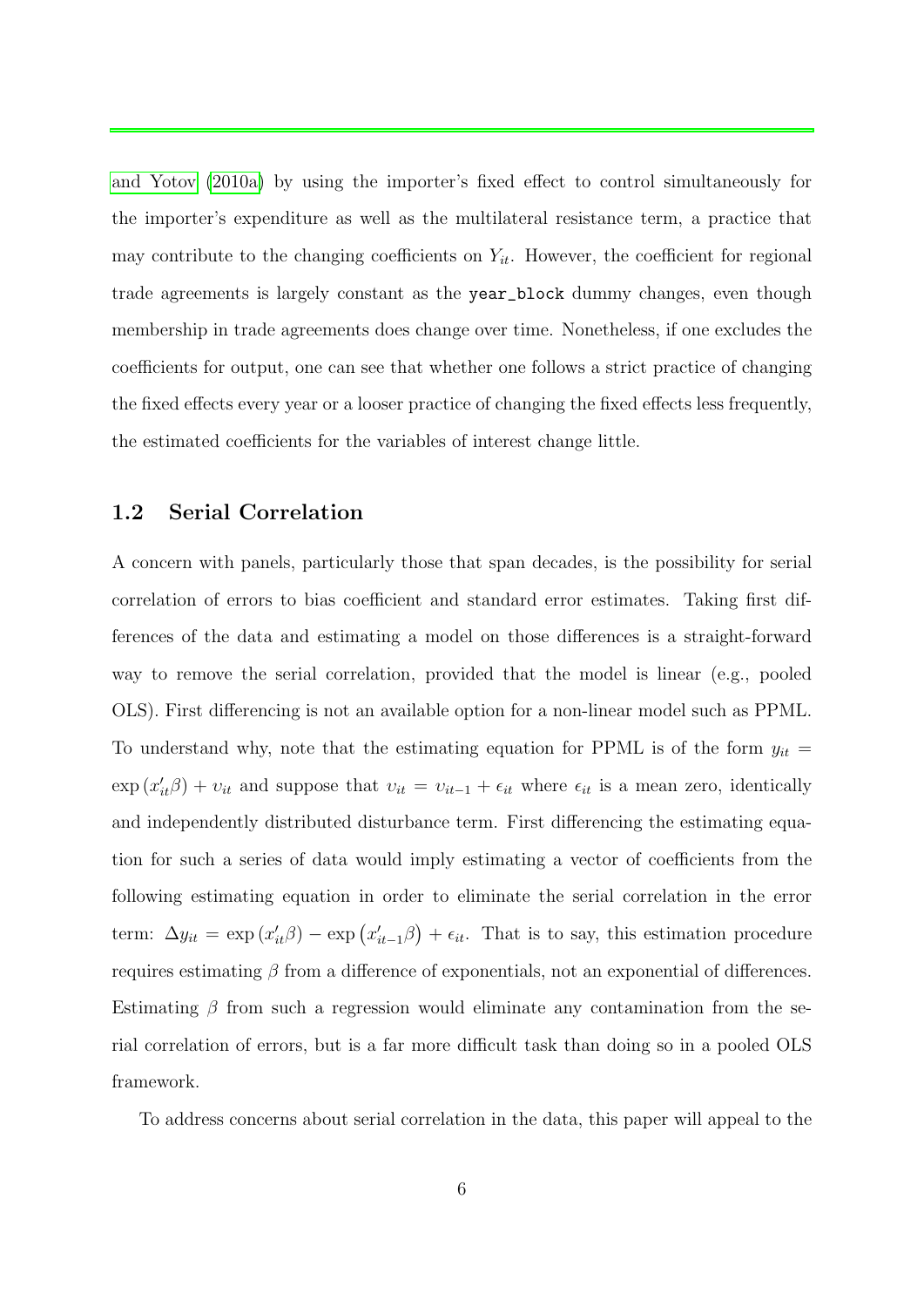and Yotov (2010a) by using the importer's fixed effect to control simultaneously for the importer's expenditure as well as the multilateral resistance term, a practice that may contribute to the changing coefficients on $Y_{it}$. However, the coefficient for regional trade agreements is largely constant as the `year_block` dummy changes, even though membership in trade agreements does change over time. Nonetheless, if one excludes the coefficients for output, one can see that whether one follows a strict practice of changing the fixed effects every year or a looser practice of changing the fixed effects less frequently, the estimated coefficients for the variables of interest change little.

### 1.2 Serial Correlation

A concern with panels, particularly those that span decades, is the possibility for serial correlation of errors to bias coefficient and standard error estimates. Taking first differences of the data and estimating a model on those differences is a straight-forward way to remove the serial correlation, provided that the model is linear (e.g., pooled OLS). First differencing is not an available option for a non-linear model such as PPML. To understand why, note that the estimating equation for PPML is of the form $y_{it} = \exp(x'_{it}\beta) + \upsilon_{it}$ and suppose that $\upsilon_{it} = \upsilon_{it-1} + \epsilon_{it}$ where $\epsilon_{it}$ is a mean zero, identically and independently distributed disturbance term. First differencing the estimating equation for such a series of data would imply estimating a vector of coefficients from the following estimating equation in order to eliminate the serial correlation in the error term: $\Delta y_{it} = \exp(x'_{it}\beta) - \exp\left(x'_{it-1}\beta\right) + \epsilon_{it}$. That is to say, this estimation procedure requires estimating $\beta$ from a difference of exponentials, not an exponential of differences. Estimating $\beta$ from such a regression would eliminate any contamination from the serial correlation of errors, but is a far more difficult task than doing so in a pooled OLS framework.

To address concerns about serial correlation in the data, this paper will appeal to the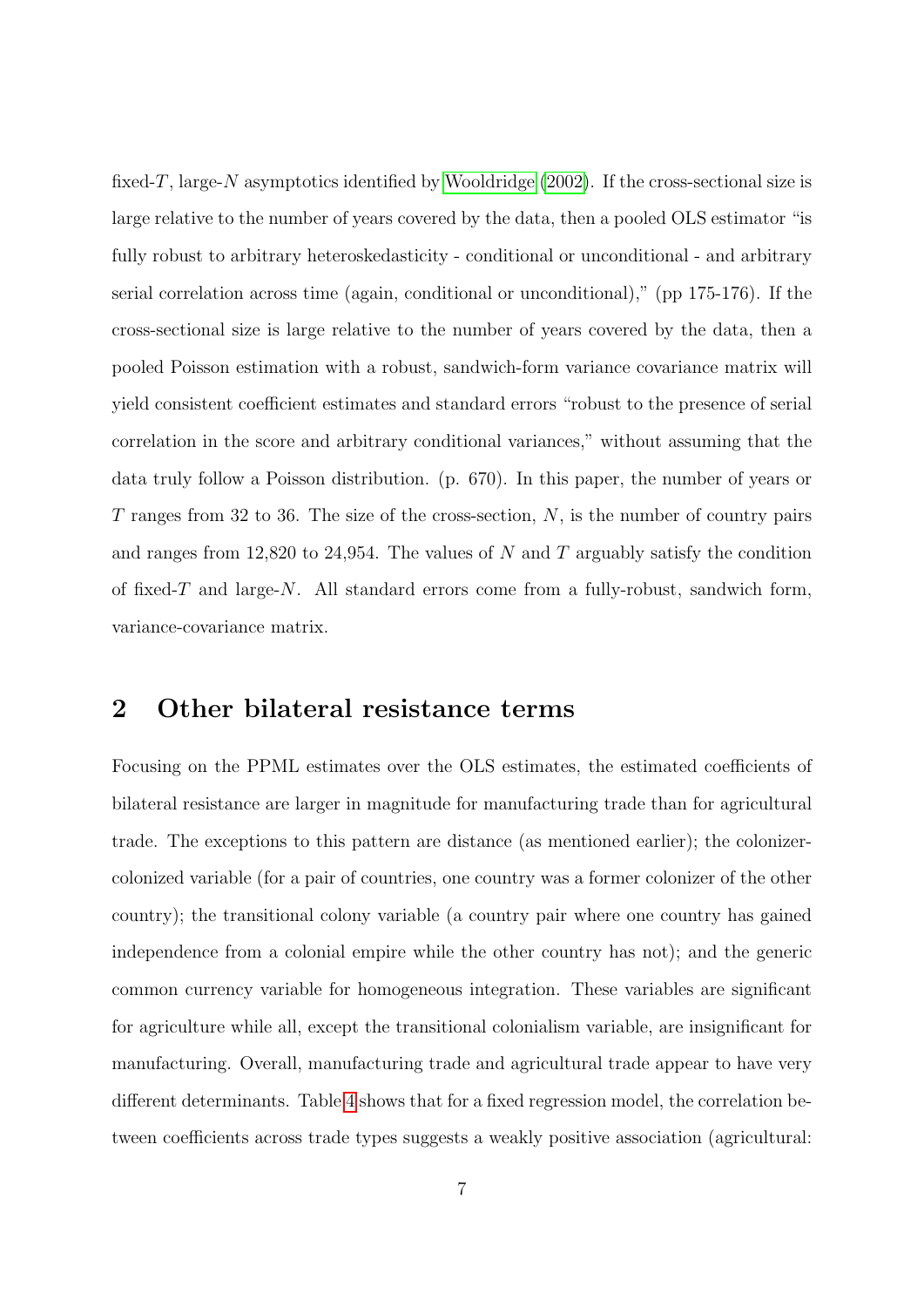fixed-$T$, large-$N$ asymptotics identified by Wooldridge (2002). If the cross-sectional size is large relative to the number of years covered by the data, then a pooled OLS estimator "is fully robust to arbitrary heteroskedasticity - conditional or unconditional - and arbitrary serial correlation across time (again, conditional or unconditional)," (pp 175-176). If the cross-sectional size is large relative to the number of years covered by the data, then a pooled Poisson estimation with a robust, sandwich-form variance covariance matrix will yield consistent coefficient estimates and standard errors "robust to the presence of serial correlation in the score and arbitrary conditional variances," without assuming that the data truly follow a Poisson distribution. (p. 670). In this paper, the number of years or $T$ ranges from 32 to 36. The size of the cross-section, $N$, is the number of country pairs and ranges from 12,820 to 24,954. The values of $N$ and $T$ arguably satisfy the condition of fixed-$T$ and large-$N$. All standard errors come from a fully-robust, sandwich form, variance-covariance matrix.

## 2 Other bilateral resistance terms

Focusing on the PPML estimates over the OLS estimates, the estimated coefficients of bilateral resistance are larger in magnitude for manufacturing trade than for agricultural trade. The exceptions to this pattern are distance (as mentioned earlier); the colonizer-colonized variable (for a pair of countries, one country was a former colonizer of the other country); the transitional colony variable (a country pair where one country has gained independence from a colonial empire while the other country has not); and the generic common currency variable for homogeneous integration. These variables are significant for agriculture while all, except the transitional colonialism variable, are insignificant for manufacturing. Overall, manufacturing trade and agricultural trade appear to have very different determinants. Table 4 shows that for a fixed regression model, the correlation between coefficients across trade types suggests a weakly positive association (agricultural: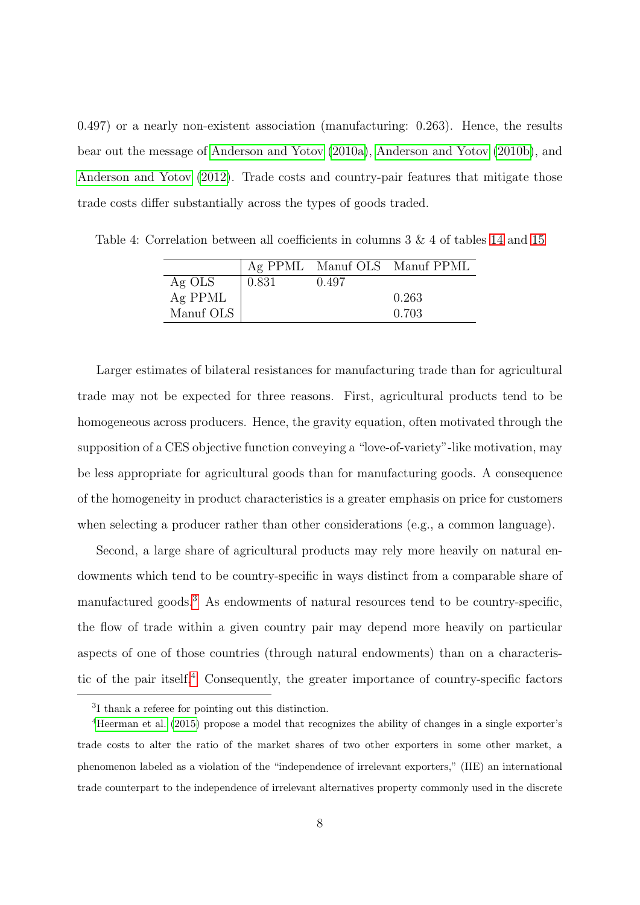0.497) or a nearly non-existent association (manufacturing: 0.263). Hence, the results bear out the message of Anderson and Yotov (2010a), Anderson and Yotov (2010b), and Anderson and Yotov (2012). Trade costs and country-pair features that mitigate those trade costs differ substantially across the types of goods traded.

Table 4: Correlation between all coefficients in columns 3 & 4 of tables 14 and 15

| | Ag PPML | Manuf OLS | Manuf PPML |
|---|---|---|---|
| Ag OLS | 0.831 | 0.497 | |
| Ag PPML | | | 0.263 |
| Manuf OLS | | | 0.703 |

Larger estimates of bilateral resistances for manufacturing trade than for agricultural trade may not be expected for three reasons. First, agricultural products tend to be homogeneous across producers. Hence, the gravity equation, often motivated through the supposition of a CES objective function conveying a "love-of-variety"-like motivation, may be less appropriate for agricultural goods than for manufacturing goods. A consequence of the homogeneity in product characteristics is a greater emphasis on price for customers when selecting a producer rather than other considerations (e.g., a common language).

Second, a large share of agricultural products may rely more heavily on natural endowments which tend to be country-specific in ways distinct from a comparable share of manufactured goods.[3] As endowments of natural resources tend to be country-specific, the flow of trade within a given country pair may depend more heavily on particular aspects of one of those countries (through natural endowments) than on a characteristic of the pair itself.[4] Consequently, the greater importance of country-specific factors

[3] I thank a referee for pointing out this distinction.

[4] Heerman et al. (2015) propose a model that recognizes the ability of changes in a single exporter's trade costs to alter the ratio of the market shares of two other exporters in some other market, a phenomenon labeled as a violation of the "independence of irrelevant exporters," (IIE) an international trade counterpart to the independence of irrelevant alternatives property commonly used in the discrete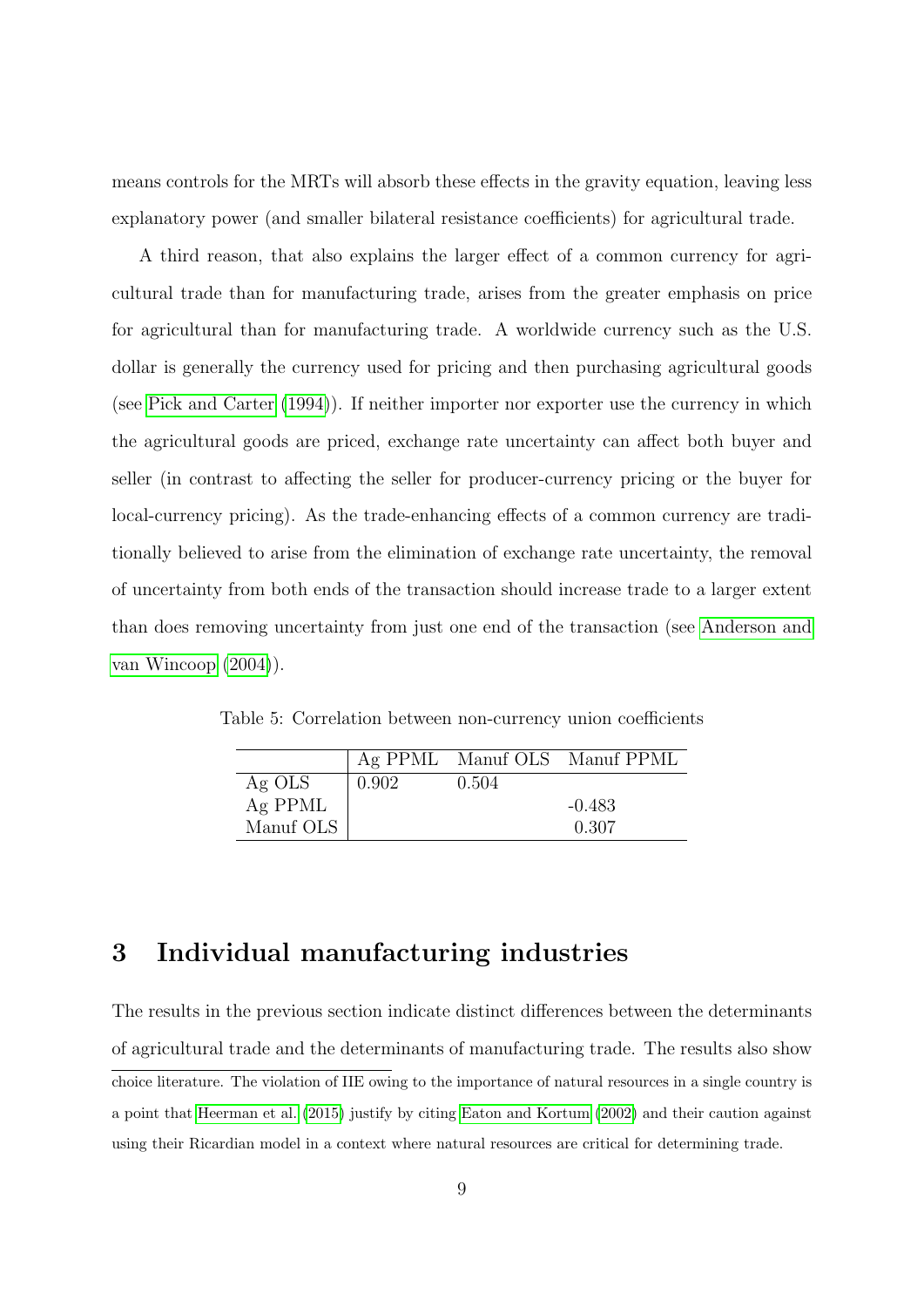means controls for the MRTs will absorb these effects in the gravity equation, leaving less explanatory power (and smaller bilateral resistance coefficients) for agricultural trade.

A third reason, that also explains the larger effect of a common currency for agricultural trade than for manufacturing trade, arises from the greater emphasis on price for agricultural than for manufacturing trade. A worldwide currency such as the U.S. dollar is generally the currency used for pricing and then purchasing agricultural goods (see Pick and Carter (1994)). If neither importer nor exporter use the currency in which the agricultural goods are priced, exchange rate uncertainty can affect both buyer and seller (in contrast to affecting the seller for producer-currency pricing or the buyer for local-currency pricing). As the trade-enhancing effects of a common currency are traditionally believed to arise from the elimination of exchange rate uncertainty, the removal of uncertainty from both ends of the transaction should increase trade to a larger extent than does removing uncertainty from just one end of the transaction (see Anderson and van Wincoop (2004)).

Table 5: Correlation between non-currency union coefficients

| | Ag PPML | Manuf OLS | Manuf PPML |
|---|---|---|---|
| Ag OLS | 0.902 | 0.504 | |
| Ag PPML | | | -0.483 |
| Manuf OLS | | | 0.307 |

## 3 Individual manufacturing industries

The results in the previous section indicate distinct differences between the determinants of agricultural trade and the determinants of manufacturing trade. The results also show

choice literature. The violation of IIE owing to the importance of natural resources in a single country is a point that Heerman et al. (2015) justify by citing Eaton and Kortum (2002) and their caution against using their Ricardian model in a context where natural resources are critical for determining trade.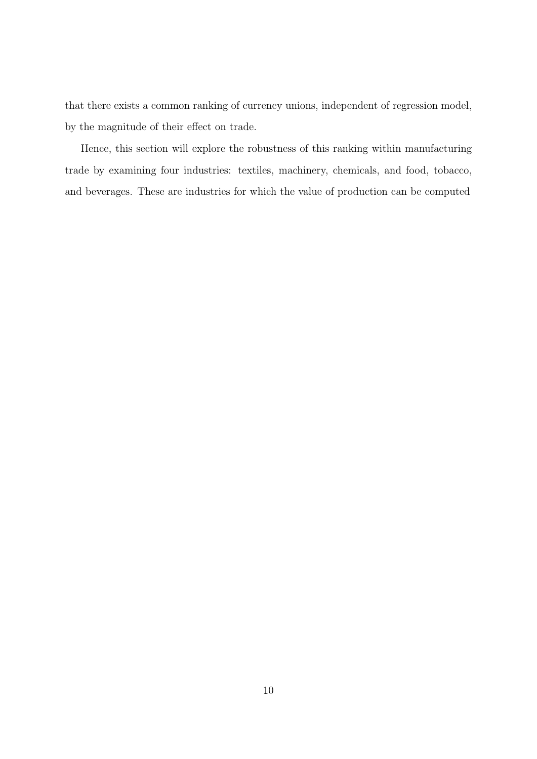that there exists a common ranking of currency unions, independent of regression model, by the magnitude of their effect on trade.

Hence, this section will explore the robustness of this ranking within manufacturing trade by examining four industries: textiles, machinery, chemicals, and food, tobacco, and beverages. These are industries for which the value of production can be computed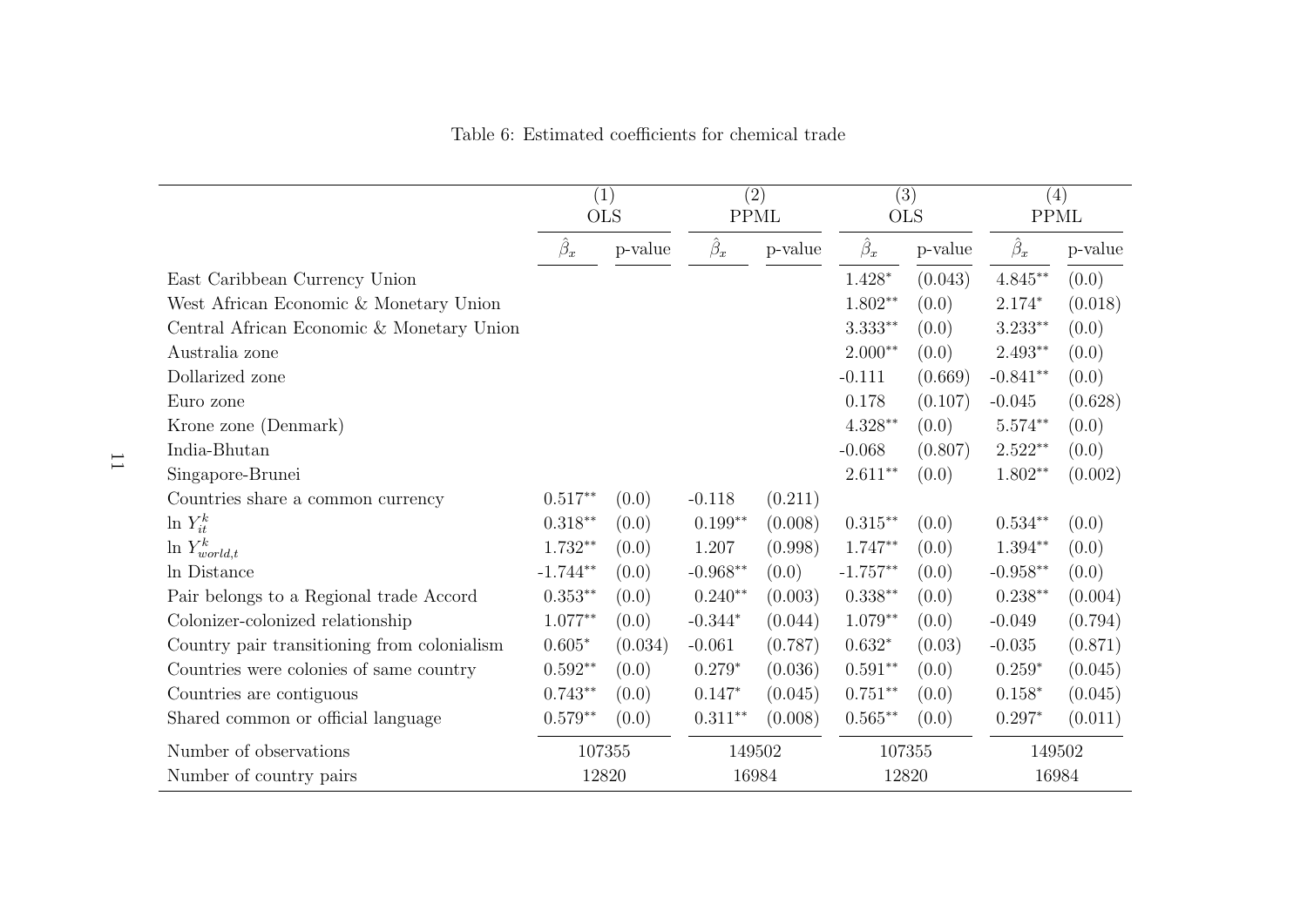Table 6: Estimated coefficients for chemical trade

| | (1) OLS | | (2) PPML | | (3) OLS | | (4) PPML | |
|---|---|---|---|---|---|---|---|---|
| | $\hat{\beta}_x$ | p-value | $\hat{\beta}_x$ | p-value | $\hat{\beta}_x$ | p-value | $\hat{\beta}_x$ | p-value |
| East Caribbean Currency Union | | | | | 1.428* | (0.043) | 4.845** | (0.0) |
| West African Economic & Monetary Union | | | | | 1.802** | (0.0) | 2.174* | (0.018) |
| Central African Economic & Monetary Union | | | | | 3.333** | (0.0) | 3.233** | (0.0) |
| Australia zone | | | | | 2.000** | (0.0) | 2.493** | (0.0) |
| Dollarized zone | | | | | -0.111 | (0.669) | -0.841** | (0.0) |
| Euro zone | | | | | 0.178 | (0.107) | -0.045 | (0.628) |
| Krone zone (Denmark) | | | | | 4.328** | (0.0) | 5.574** | (0.0) |
| India-Bhutan | | | | | -0.068 | (0.807) | 2.522** | (0.0) |
| Singapore-Brunei | | | | | 2.611** | (0.0) | 1.802** | (0.002) |
| Countries share a common currency | 0.517** | (0.0) | -0.118 | (0.211) | | | | |
| $\ln Y_{it}^k$ | 0.318** | (0.0) | 0.199** | (0.008) | 0.315** | (0.0) | 0.534** | (0.0) |
| $\ln Y_{world,t}^k$ | 1.732** | (0.0) | 1.207 | (0.998) | 1.747** | (0.0) | 1.394** | (0.0) |
| ln Distance | -1.744** | (0.0) | -0.968** | (0.0) | -1.757** | (0.0) | -0.958** | (0.0) |
| Pair belongs to a Regional trade Accord | 0.353** | (0.0) | 0.240** | (0.003) | 0.338** | (0.0) | 0.238** | (0.004) |
| Colonizer-colonized relationship | 1.077** | (0.0) | -0.344* | (0.044) | 1.079** | (0.0) | -0.049 | (0.794) |
| Country pair transitioning from colonialism | 0.605* | (0.034) | -0.061 | (0.787) | 0.632* | (0.03) | -0.035 | (0.871) |
| Countries were colonies of same country | 0.592** | (0.0) | 0.279* | (0.036) | 0.591** | (0.0) | 0.259* | (0.045) |
| Countries are contiguous | 0.743** | (0.0) | 0.147* | (0.045) | 0.751** | (0.0) | 0.158* | (0.045) |
| Shared common or official language | 0.579** | (0.0) | 0.311** | (0.008) | 0.565** | (0.0) | 0.297* | (0.011) |
| Number of observations | 107355 | | 149502 | | 107355 | | 149502 | |
| Number of country pairs | 12820 | | 16984 | | 12820 | | 16984 | |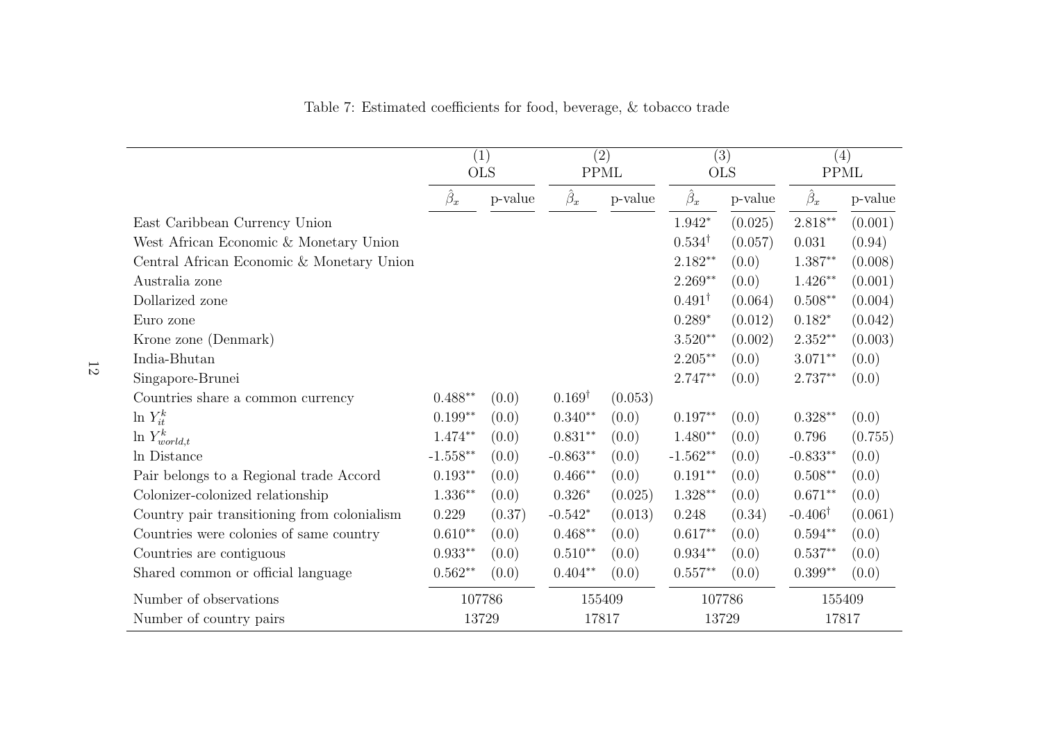Table 7: Estimated coefficients for food, beverage, & tobacco trade

| | (1) OLS | | (2) PPML | | (3) OLS | | (4) PPML | |
|---|---|---|---|---|---|---|---|---|
| | $\hat{\beta}_x$ | p-value | $\hat{\beta}_x$ | p-value | $\hat{\beta}_x$ | p-value | $\hat{\beta}_x$ | p-value |
| East Caribbean Currency Union | | | | | $1.942^{*}$ | (0.025) | $2.818^{**}$ | (0.001) |
| West African Economic & Monetary Union | | | | | $0.534^{\dagger}$ | (0.057) | 0.031 | (0.94) |
| Central African Economic & Monetary Union | | | | | $2.182^{**}$ | (0.0) | $1.387^{**}$ | (0.008) |
| Australia zone | | | | | $2.269^{**}$ | (0.0) | $1.426^{**}$ | (0.001) |
| Dollarized zone | | | | | $0.491^{\dagger}$ | (0.064) | $0.508^{**}$ | (0.004) |
| Euro zone | | | | | $0.289^{*}$ | (0.012) | $0.182^{*}$ | (0.042) |
| Krone zone (Denmark) | | | | | $3.520^{**}$ | (0.002) | $2.352^{**}$ | (0.003) |
| India-Bhutan | | | | | $2.205^{**}$ | (0.0) | $3.071^{**}$ | (0.0) |
| Singapore-Brunei | | | | | $2.747^{**}$ | (0.0) | $2.737^{**}$ | (0.0) |
| Countries share a common currency | $0.488^{**}$ | (0.0) | $0.169^{\dagger}$ | (0.053) | | | | |
| $\ln Y^k_{it}$ | $0.199^{**}$ | (0.0) | $0.340^{**}$ | (0.0) | $0.197^{**}$ | (0.0) | $0.328^{**}$ | (0.0) |
| $\ln Y^k_{world,t}$ | $1.474^{**}$ | (0.0) | $0.831^{**}$ | (0.0) | $1.480^{**}$ | (0.0) | 0.796 | (0.755) |
| ln Distance | $-1.558^{**}$ | (0.0) | $-0.863^{**}$ | (0.0) | $-1.562^{**}$ | (0.0) | $-0.833^{**}$ | (0.0) |
| Pair belongs to a Regional trade Accord | $0.193^{**}$ | (0.0) | $0.466^{**}$ | (0.0) | $0.191^{**}$ | (0.0) | $0.508^{**}$ | (0.0) |
| Colonizer-colonized relationship | $1.336^{**}$ | (0.0) | $0.326^{*}$ | (0.025) | $1.328^{**}$ | (0.0) | $0.671^{**}$ | (0.0) |
| Country pair transitioning from colonialism | 0.229 | (0.37) | $-0.542^{*}$ | (0.013) | 0.248 | (0.34) | $-0.406^{\dagger}$ | (0.061) |
| Countries were colonies of same country | $0.610^{**}$ | (0.0) | $0.468^{**}$ | (0.0) | $0.617^{**}$ | (0.0) | $0.594^{**}$ | (0.0) |
| Countries are contiguous | $0.933^{**}$ | (0.0) | $0.510^{**}$ | (0.0) | $0.934^{**}$ | (0.0) | $0.537^{**}$ | (0.0) |
| Shared common or official language | $0.562^{**}$ | (0.0) | $0.404^{**}$ | (0.0) | $0.557^{**}$ | (0.0) | $0.399^{**}$ | (0.0) |
| Number of observations | 107786 | | 155409 | | 107786 | | 155409 | |
| Number of country pairs | 13729 | | 17817 | | 13729 | | 17817 | |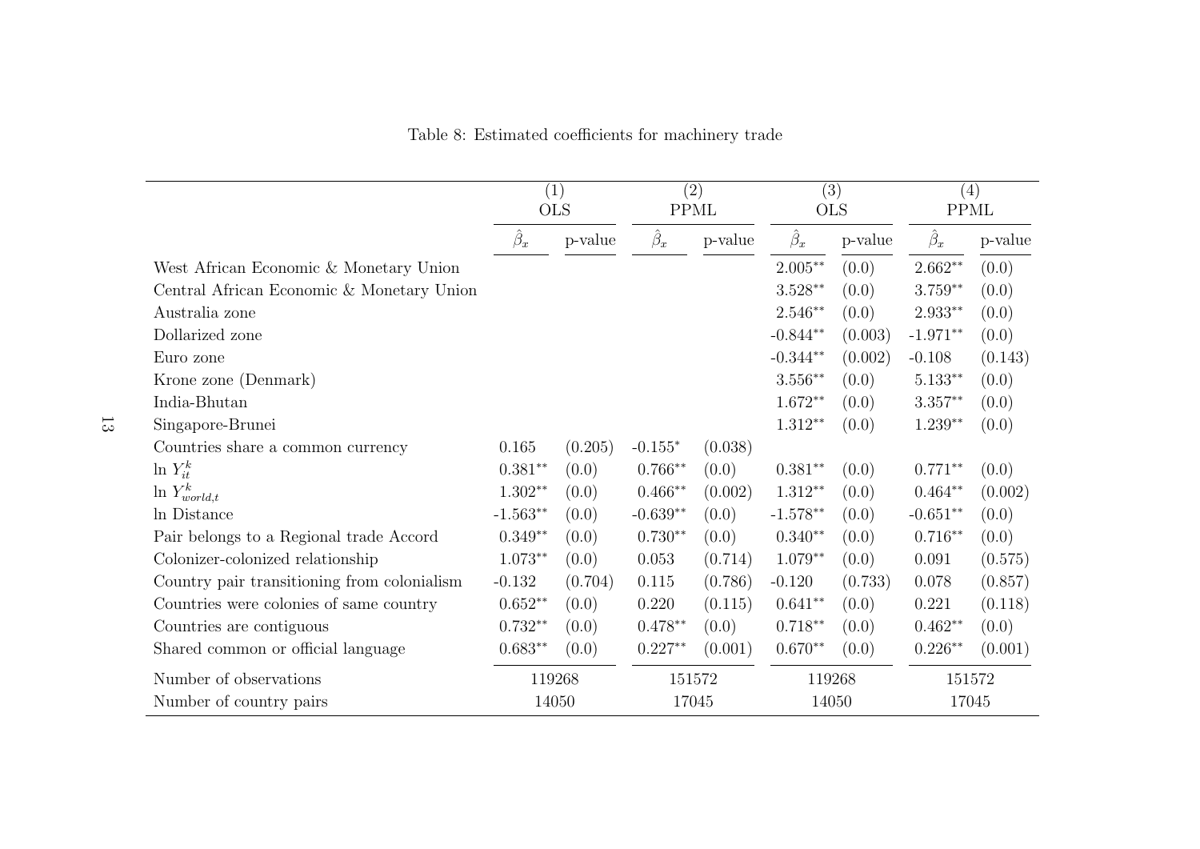Table 8: Estimated coefficients for machinery trade

| | (1) OLS | | (2) PPML | | (3) OLS | | (4) PPML | |
|---|---|---|---|---|---|---|---|---|
| | $\hat{\beta}_x$ | p-value | $\hat{\beta}_x$ | p-value | $\hat{\beta}_x$ | p-value | $\hat{\beta}_x$ | p-value |
| West African Economic & Monetary Union | | | | | 2.005** | (0.0) | 2.662** | (0.0) |
| Central African Economic & Monetary Union | | | | | 3.528** | (0.0) | 3.759** | (0.0) |
| Australia zone | | | | | 2.546** | (0.0) | 2.933** | (0.0) |
| Dollarized zone | | | | | -0.844** | (0.003) | -1.971** | (0.0) |
| Euro zone | | | | | -0.344** | (0.002) | -0.108 | (0.143) |
| Krone zone (Denmark) | | | | | 3.556** | (0.0) | 5.133** | (0.0) |
| India-Bhutan | | | | | 1.672** | (0.0) | 3.357** | (0.0) |
| Singapore-Brunei | | | | | 1.312** | (0.0) | 1.239** | (0.0) |
| Countries share a common currency | 0.165 | (0.205) | -0.155* | (0.038) | | | | |
| $\ln Y_{it}^k$ | 0.381** | (0.0) | 0.766** | (0.0) | 0.381** | (0.0) | 0.771** | (0.0) |
| $\ln Y_{world,t}^k$ | 1.302** | (0.0) | 0.466** | (0.002) | 1.312** | (0.0) | 0.464** | (0.002) |
| ln Distance | -1.563** | (0.0) | -0.639** | (0.0) | -1.578** | (0.0) | -0.651** | (0.0) |
| Pair belongs to a Regional trade Accord | 0.349** | (0.0) | 0.730** | (0.0) | 0.340** | (0.0) | 0.716** | (0.0) |
| Colonizer-colonized relationship | 1.073** | (0.0) | 0.053 | (0.714) | 1.079** | (0.0) | 0.091 | (0.575) |
| Country pair transitioning from colonialism | -0.132 | (0.704) | 0.115 | (0.786) | -0.120 | (0.733) | 0.078 | (0.857) |
| Countries were colonies of same country | 0.652** | (0.0) | 0.220 | (0.115) | 0.641** | (0.0) | 0.221 | (0.118) |
| Countries are contiguous | 0.732** | (0.0) | 0.478** | (0.0) | 0.718** | (0.0) | 0.462** | (0.0) |
| Shared common or official language | 0.683** | (0.0) | 0.227** | (0.001) | 0.670** | (0.0) | 0.226** | (0.001) |
| Number of observations | 119268 | | 151572 | | 119268 | | 151572 | |
| Number of country pairs | 14050 | | 17045 | | 14050 | | 17045 | |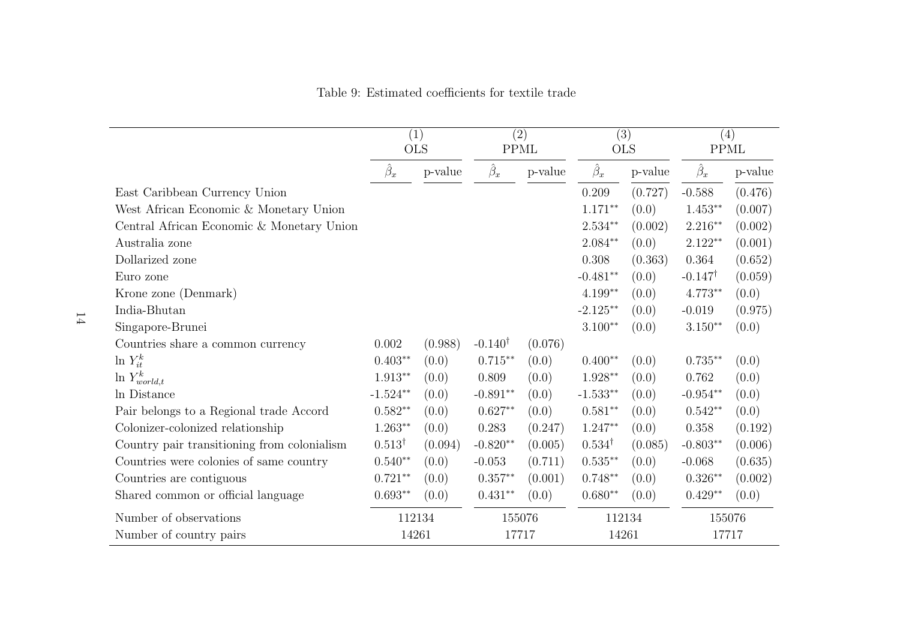Table 9: Estimated coefficients for textile trade

| | (1) OLS | | (2) PPML | | (3) OLS | | (4) PPML | |
|---|---|---|---|---|---|---|---|---|
| | $\hat{\beta}_x$ | p-value | $\hat{\beta}_x$ | p-value | $\hat{\beta}_x$ | p-value | $\hat{\beta}_x$ | p-value |
| East Caribbean Currency Union | | | | | 0.209 | (0.727) | -0.588 | (0.476) |
| West African Economic & Monetary Union | | | | | $1.171^{**}$ | (0.0) | $1.453^{**}$ | (0.007) |
| Central African Economic & Monetary Union | | | | | $2.534^{**}$ | (0.002) | $2.216^{**}$ | (0.002) |
| Australia zone | | | | | $2.084^{**}$ | (0.0) | $2.122^{**}$ | (0.001) |
| Dollarized zone | | | | | 0.308 | (0.363) | 0.364 | (0.652) |
| Euro zone | | | | | $-0.481^{**}$ | (0.0) | $-0.147^{\dagger}$ | (0.059) |
| Krone zone (Denmark) | | | | | $4.199^{**}$ | (0.0) | $4.773^{**}$ | (0.0) |
| India-Bhutan | | | | | $-2.125^{**}$ | (0.0) | -0.019 | (0.975) |
| Singapore-Brunei | | | | | $3.100^{**}$ | (0.0) | $3.150^{**}$ | (0.0) |
| Countries share a common currency | 0.002 | (0.988) | $-0.140^{\dagger}$ | (0.076) | | | | |
| $\ln Y_{it}^k$ | $0.403^{**}$ | (0.0) | $0.715^{**}$ | (0.0) | $0.400^{**}$ | (0.0) | $0.735^{**}$ | (0.0) |
| $\ln Y_{world,t}^k$ | $1.913^{**}$ | (0.0) | 0.809 | (0.0) | $1.928^{**}$ | (0.0) | 0.762 | (0.0) |
| ln Distance | $-1.524^{**}$ | (0.0) | $-0.891^{**}$ | (0.0) | $-1.533^{**}$ | (0.0) | $-0.954^{**}$ | (0.0) |
| Pair belongs to a Regional trade Accord | $0.582^{**}$ | (0.0) | $0.627^{**}$ | (0.0) | $0.581^{**}$ | (0.0) | $0.542^{**}$ | (0.0) |
| Colonizer-colonized relationship | $1.263^{**}$ | (0.0) | 0.283 | (0.247) | $1.247^{**}$ | (0.0) | 0.358 | (0.192) |
| Country pair transitioning from colonialism | $0.513^{\dagger}$ | (0.094) | $-0.820^{**}$ | (0.005) | $0.534^{\dagger}$ | (0.085) | $-0.803^{**}$ | (0.006) |
| Countries were colonies of same country | $0.540^{**}$ | (0.0) | -0.053 | (0.711) | $0.535^{**}$ | (0.0) | -0.068 | (0.635) |
| Countries are contiguous | $0.721^{**}$ | (0.0) | $0.357^{**}$ | (0.001) | $0.748^{**}$ | (0.0) | $0.326^{**}$ | (0.002) |
| Shared common or official language | $0.693^{**}$ | (0.0) | $0.431^{**}$ | (0.0) | $0.680^{**}$ | (0.0) | $0.429^{**}$ | (0.0) |
| Number of observations | 112134 | | 155076 | | 112134 | | 155076 | |
| Number of country pairs | 14261 | | 17717 | | 14261 | | 17717 | |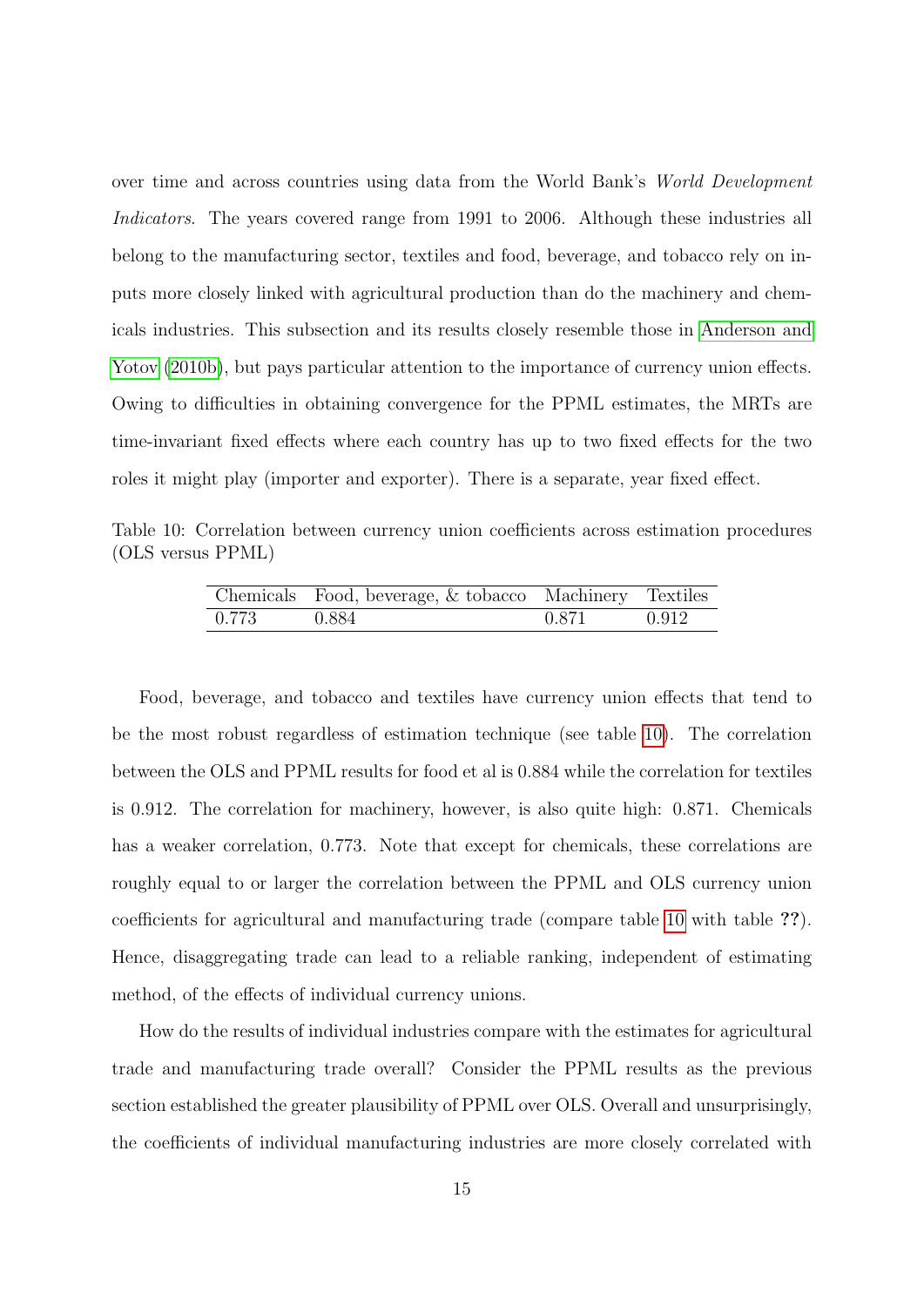over time and across countries using data from the World Bank's *World Development Indicators*. The years covered range from 1991 to 2006. Although these industries all belong to the manufacturing sector, textiles and food, beverage, and tobacco rely on inputs more closely linked with agricultural production than do the machinery and chemicals industries. This subsection and its results closely resemble those in Anderson and Yotov (2010b), but pays particular attention to the importance of currency union effects. Owing to difficulties in obtaining convergence for the PPML estimates, the MRTs are time-invariant fixed effects where each country has up to two fixed effects for the two roles it might play (importer and exporter). There is a separate, year fixed effect.

Table 10: Correlation between currency union coefficients across estimation procedures (OLS versus PPML)

| Chemicals | Food, beverage, & tobacco | Machinery | Textiles |
|---|---|---|---|
| 0.773 | 0.884 | 0.871 | 0.912 |

Food, beverage, and tobacco and textiles have currency union effects that tend to be the most robust regardless of estimation technique (see table 10). The correlation between the OLS and PPML results for food et al is 0.884 while the correlation for textiles is 0.912. The correlation for machinery, however, is also quite high: 0.871. Chemicals has a weaker correlation, 0.773. Note that except for chemicals, these correlations are roughly equal to or larger the correlation between the PPML and OLS currency union coefficients for agricultural and manufacturing trade (compare table 10 with table **??**). Hence, disaggregating trade can lead to a reliable ranking, independent of estimating method, of the effects of individual currency unions.

How do the results of individual industries compare with the estimates for agricultural trade and manufacturing trade overall? Consider the PPML results as the previous section established the greater plausibility of PPML over OLS. Overall and unsurprisingly, the coefficients of individual manufacturing industries are more closely correlated with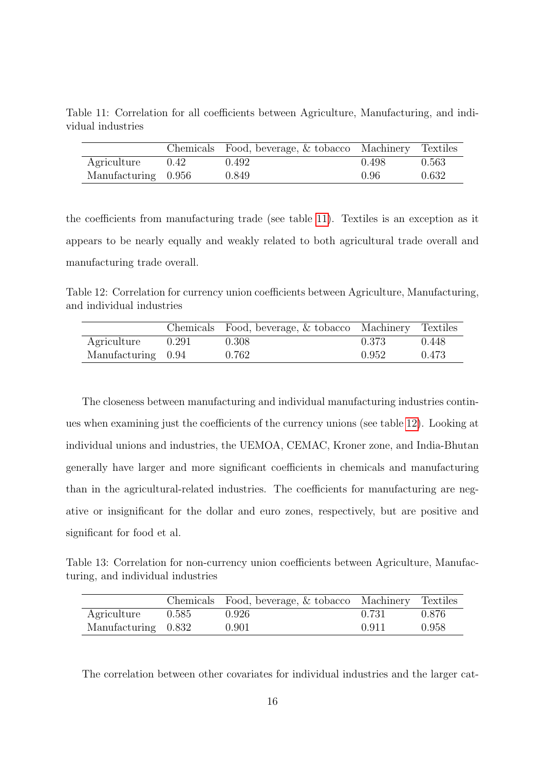Table 11: Correlation for all coefficients between Agriculture, Manufacturing, and individual industries

| | Chemicals | Food, beverage, & tobacco | Machinery | Textiles |
|---|---|---|---|---|
| Agriculture | 0.42 | 0.492 | 0.498 | 0.563 |
| Manufacturing | 0.956 | 0.849 | 0.96 | 0.632 |

the coefficients from manufacturing trade (see table 11). Textiles is an exception as it appears to be nearly equally and weakly related to both agricultural trade overall and manufacturing trade overall.

Table 12: Correlation for currency union coefficients between Agriculture, Manufacturing, and individual industries

| | Chemicals | Food, beverage, & tobacco | Machinery | Textiles |
|---|---|---|---|---|
| Agriculture | 0.291 | 0.308 | 0.373 | 0.448 |
| Manufacturing | 0.94 | 0.762 | 0.952 | 0.473 |

The closeness between manufacturing and individual manufacturing industries continues when examining just the coefficients of the currency unions (see table 12). Looking at individual unions and industries, the UEMOA, CEMAC, Kroner zone, and India-Bhutan generally have larger and more significant coefficients in chemicals and manufacturing than in the agricultural-related industries. The coefficients for manufacturing are negative or insignificant for the dollar and euro zones, respectively, but are positive and significant for food et al.

Table 13: Correlation for non-currency union coefficients between Agriculture, Manufacturing, and individual industries

| | Chemicals | Food, beverage, & tobacco | Machinery | Textiles |
|---|---|---|---|---|
| Agriculture | 0.585 | 0.926 | 0.731 | 0.876 |
| Manufacturing | 0.832 | 0.901 | 0.911 | 0.958 |

The correlation between other covariates for individual industries and the larger cat-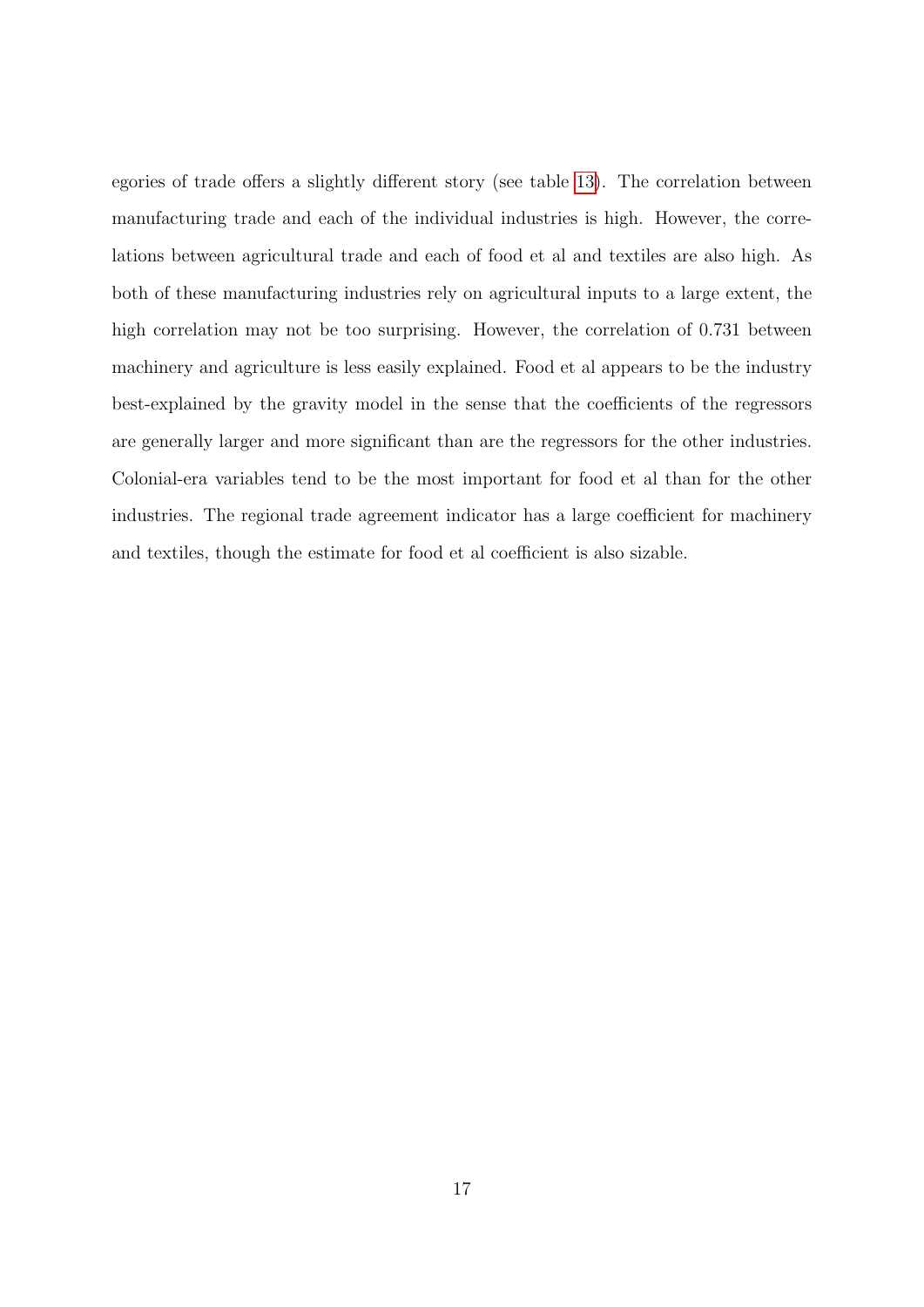egories of trade offers a slightly different story (see table 13). The correlation between manufacturing trade and each of the individual industries is high. However, the correlations between agricultural trade and each of food et al and textiles are also high. As both of these manufacturing industries rely on agricultural inputs to a large extent, the high correlation may not be too surprising. However, the correlation of 0.731 between machinery and agriculture is less easily explained. Food et al appears to be the industry best-explained by the gravity model in the sense that the coefficients of the regressors are generally larger and more significant than are the regressors for the other industries. Colonial-era variables tend to be the most important for food et al than for the other industries. The regional trade agreement indicator has a large coefficient for machinery and textiles, though the estimate for food et al coefficient is also sizable.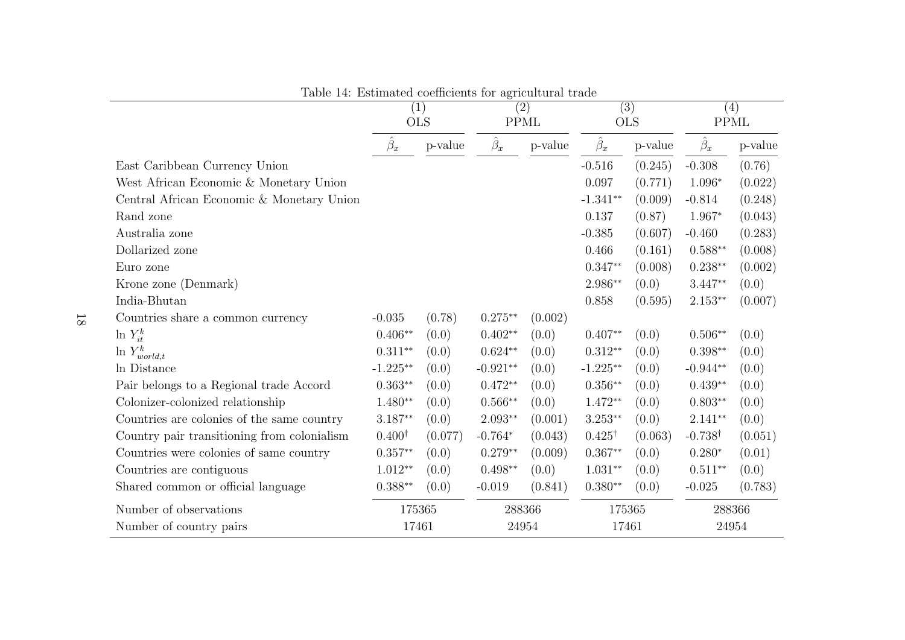Table 14: Estimated coefficients for agricultural trade

| | (1) OLS | | (2) PPML | | (3) OLS | | (4) PPML | |
|---|---|---|---|---|---|---|---|---|
| | $\hat{\beta}_x$ | p-value | $\hat{\beta}_x$ | p-value | $\hat{\beta}_x$ | p-value | $\hat{\beta}_x$ | p-value |
| East Caribbean Currency Union | | | | | -0.516 | (0.245) | -0.308 | (0.76) |
| West African Economic & Monetary Union | | | | | 0.097 | (0.771) | 1.096* | (0.022) |
| Central African Economic & Monetary Union | | | | | -1.341** | (0.009) | -0.814 | (0.248) |
| Rand zone | | | | | 0.137 | (0.87) | 1.967* | (0.043) |
| Australia zone | | | | | -0.385 | (0.607) | -0.460 | (0.283) |
| Dollarized zone | | | | | 0.466 | (0.161) | 0.588** | (0.008) |
| Euro zone | | | | | 0.347** | (0.008) | 0.238** | (0.002) |
| Krone zone (Denmark) | | | | | 2.986** | (0.0) | 3.447** | (0.0) |
| India-Bhutan | | | | | 0.858 | (0.595) | 2.153** | (0.007) |
| Countries share a common currency | -0.035 | (0.78) | 0.275** | (0.002) | | | | |
| $\ln Y_{it}^{k}$ | 0.406** | (0.0) | 0.402** | (0.0) | 0.407** | (0.0) | 0.506** | (0.0) |
| $\ln Y_{world,t}^{k}$ | 0.311** | (0.0) | 0.624** | (0.0) | 0.312** | (0.0) | 0.398** | (0.0) |
| ln Distance | -1.225** | (0.0) | -0.921** | (0.0) | -1.225** | (0.0) | -0.944** | (0.0) |
| Pair belongs to a Regional trade Accord | 0.363** | (0.0) | 0.472** | (0.0) | 0.356** | (0.0) | 0.439** | (0.0) |
| Colonizer-colonized relationship | 1.480** | (0.0) | 0.566** | (0.0) | 1.472** | (0.0) | 0.803** | (0.0) |
| Countries are colonies of the same country | 3.187** | (0.0) | 2.093** | (0.001) | 3.253** | (0.0) | 2.141** | (0.0) |
| Country pair transitioning from colonialism | 0.400† | (0.077) | -0.764* | (0.043) | 0.425† | (0.063) | -0.738† | (0.051) |
| Countries were colonies of same country | 0.357** | (0.0) | 0.279** | (0.009) | 0.367** | (0.0) | 0.280* | (0.01) |
| Countries are contiguous | 1.012** | (0.0) | 0.498** | (0.0) | 1.031** | (0.0) | 0.511** | (0.0) |
| Shared common or official language | 0.388** | (0.0) | -0.019 | (0.841) | 0.380** | (0.0) | -0.025 | (0.783) |
| Number of observations | 175365 | | 288366 | | 175365 | | 288366 | |
| Number of country pairs | 17461 | | 24954 | | 17461 | | 24954 | |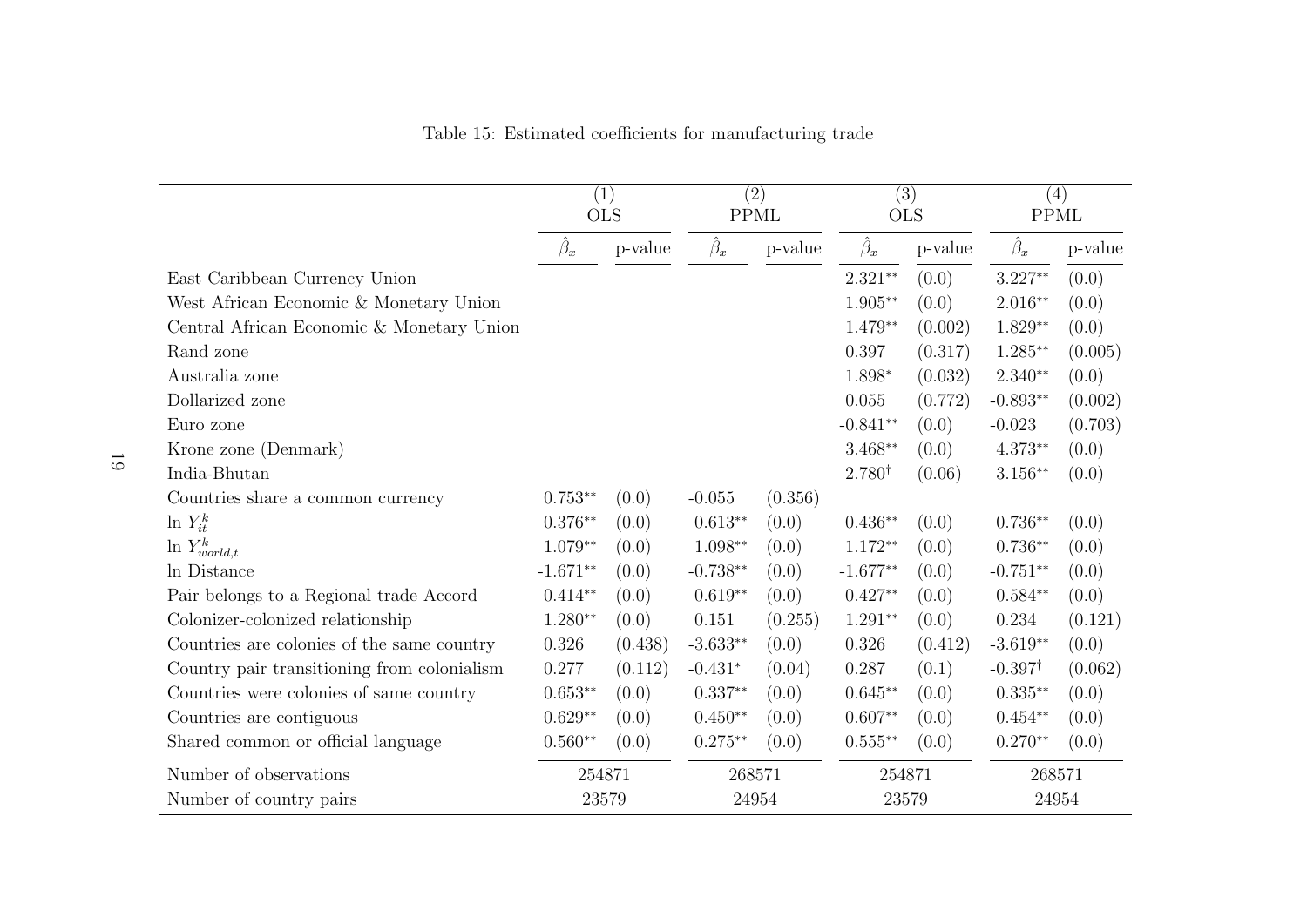Table 15: Estimated coefficients for manufacturing trade

| | (1) OLS | | (2) PPML | | (3) OLS | | (4) PPML | |
|---|---|---|---|---|---|---|---|---|
| | $\hat{\beta}_x$ | p-value | $\hat{\beta}_x$ | p-value | $\hat{\beta}_x$ | p-value | $\hat{\beta}_x$ | p-value |
| East Caribbean Currency Union | | | | | 2.321** | (0.0) | 3.227** | (0.0) |
| West African Economic & Monetary Union | | | | | 1.905** | (0.0) | 2.016** | (0.0) |
| Central African Economic & Monetary Union | | | | | 1.479** | (0.002) | 1.829** | (0.0) |
| Rand zone | | | | | 0.397 | (0.317) | 1.285** | (0.005) |
| Australia zone | | | | | 1.898* | (0.032) | 2.340** | (0.0) |
| Dollarized zone | | | | | 0.055 | (0.772) | -0.893** | (0.002) |
| Euro zone | | | | | -0.841** | (0.0) | -0.023 | (0.703) |
| Krone zone (Denmark) | | | | | 3.468** | (0.0) | 4.373** | (0.0) |
| India-Bhutan | | | | | 2.780† | (0.06) | 3.156** | (0.0) |
| Countries share a common currency | 0.753** | (0.0) | -0.055 | (0.356) | | | | |
| $\ln Y_{it}^k$ | 0.376** | (0.0) | 0.613** | (0.0) | 0.436** | (0.0) | 0.736** | (0.0) |
| $\ln Y_{world,t}^k$ | 1.079** | (0.0) | 1.098** | (0.0) | 1.172** | (0.0) | 0.736** | (0.0) |
| ln Distance | -1.671** | (0.0) | -0.738** | (0.0) | -1.677** | (0.0) | -0.751** | (0.0) |
| Pair belongs to a Regional trade Accord | 0.414** | (0.0) | 0.619** | (0.0) | 0.427** | (0.0) | 0.584** | (0.0) |
| Colonizer-colonized relationship | 1.280** | (0.0) | 0.151 | (0.255) | 1.291** | (0.0) | 0.234 | (0.121) |
| Countries are colonies of the same country | 0.326 | (0.438) | -3.633** | (0.0) | 0.326 | (0.412) | -3.619** | (0.0) |
| Country pair transitioning from colonialism | 0.277 | (0.112) | -0.431* | (0.04) | 0.287 | (0.1) | -0.397† | (0.062) |
| Countries were colonies of same country | 0.653** | (0.0) | 0.337** | (0.0) | 0.645** | (0.0) | 0.335** | (0.0) |
| Countries are contiguous | 0.629** | (0.0) | 0.450** | (0.0) | 0.607** | (0.0) | 0.454** | (0.0) |
| Shared common or official language | 0.560** | (0.0) | 0.275** | (0.0) | 0.555** | (0.0) | 0.270** | (0.0) |
| Number of observations | 254871 | | 268571 | | 254871 | | 268571 | |
| Number of country pairs | 23579 | | 24954 | | 23579 | | 24954 | |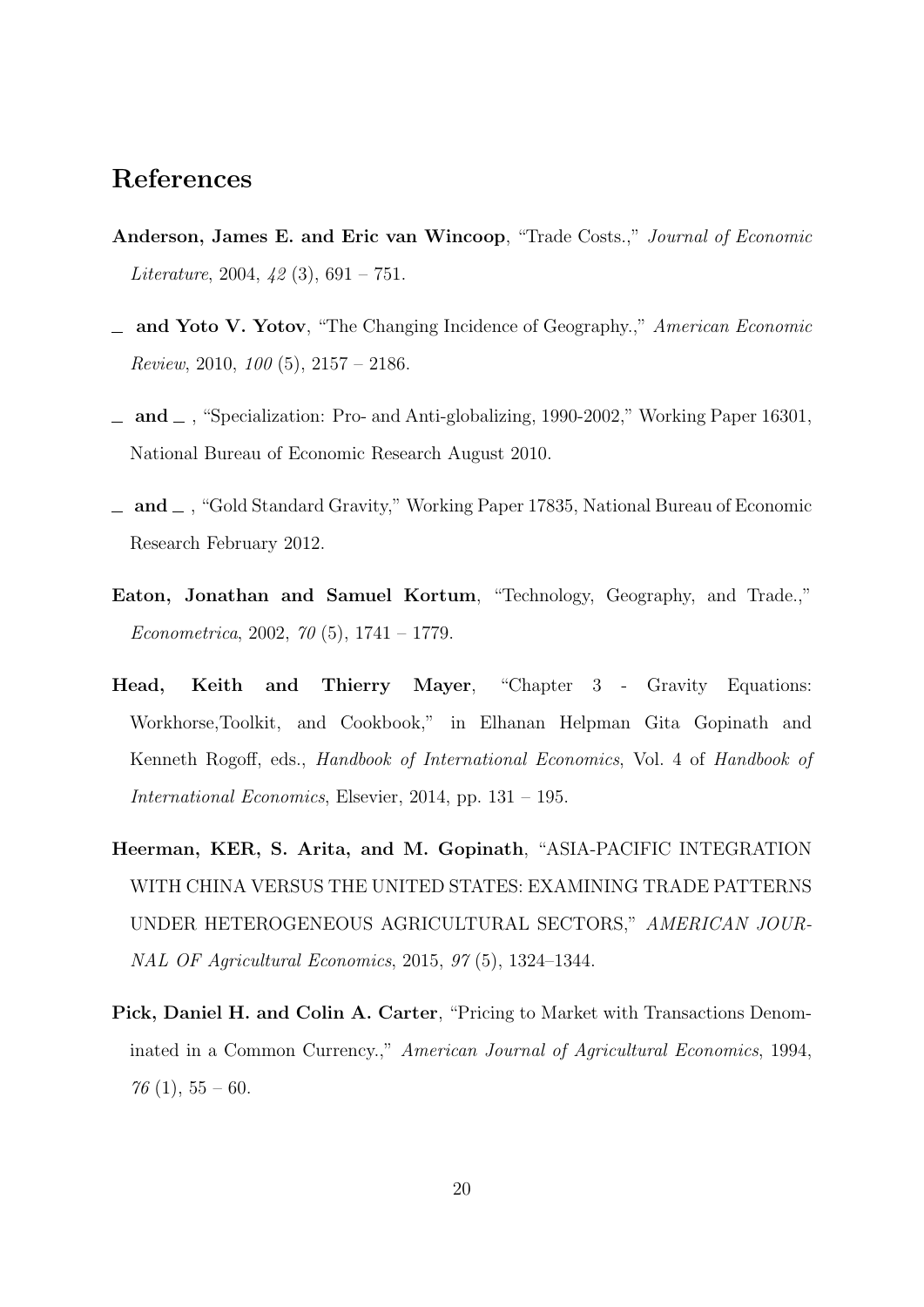## References

**Anderson, James E. and Eric van Wincoop**, "Trade Costs.," *Journal of Economic Literature*, 2004, *42* (3), 691 – 751.

**_ and Yoto V. Yotov**, "The Changing Incidence of Geography.," *American Economic Review*, 2010, *100* (5), 2157 – 2186.

**_ and _** , "Specialization: Pro- and Anti-globalizing, 1990-2002," Working Paper 16301, National Bureau of Economic Research August 2010.

**_ and _** , "Gold Standard Gravity," Working Paper 17835, National Bureau of Economic Research February 2012.

**Eaton, Jonathan and Samuel Kortum**, "Technology, Geography, and Trade.," *Econometrica*, 2002, *70* (5), 1741 – 1779.

**Head, Keith and Thierry Mayer**, "Chapter 3 - Gravity Equations: Workhorse,Toolkit, and Cookbook," in Elhanan Helpman Gita Gopinath and Kenneth Rogoff, eds., *Handbook of International Economics*, Vol. 4 of *Handbook of International Economics*, Elsevier, 2014, pp. 131 – 195.

**Heerman, KER, S. Arita, and M. Gopinath**, "ASIA-PACIFIC INTEGRATION WITH CHINA VERSUS THE UNITED STATES: EXAMINING TRADE PATTERNS UNDER HETEROGENEOUS AGRICULTURAL SECTORS," *AMERICAN JOURNAL OF Agricultural Economics*, 2015, *97* (5), 1324–1344.

**Pick, Daniel H. and Colin A. Carter**, "Pricing to Market with Transactions Denominated in a Common Currency.," *American Journal of Agricultural Economics*, 1994, *76* (1), 55 – 60.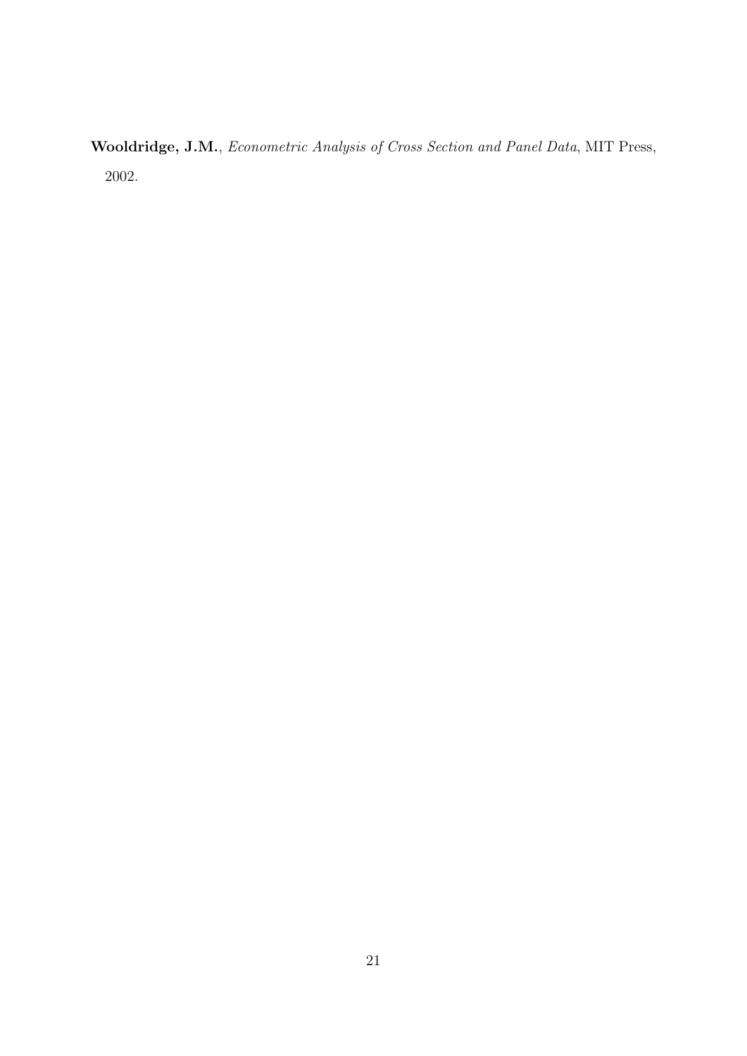**Wooldridge, J.M.**, *Econometric Analysis of Cross Section and Panel Data*, MIT Press, 2002.